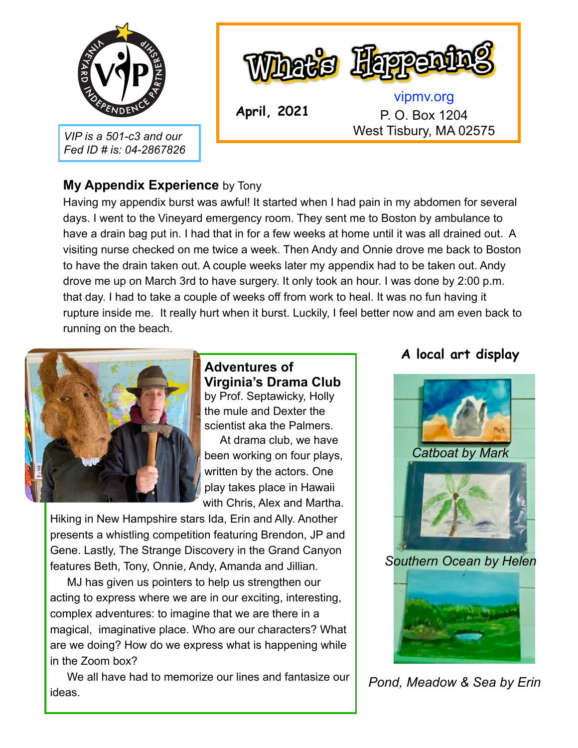VIP is a 501-c3 and our Fed ID # is: 04-2867826

# What's Happening

**April, 2021**

vipmv.org
P. O. Box 1204
West Tisbury, MA 02575

## My Appendix Experience by Tony

Having my appendix burst was awful! It started when I had pain in my abdomen for several days. I went to the Vineyard emergency room. They sent me to Boston by ambulance to have a drain bag put in. I had that in for a few weeks at home until it was all drained out. A visiting nurse checked on me twice a week. Then Andy and Onnie drove me back to Boston to have the drain taken out. A couple weeks later my appendix had to be taken out. Andy drove me up on March 3rd to have surgery. It only took an hour. I was done by 2:00 p.m. that day. I had to take a couple of weeks off from work to heal. It was no fun having it rupture inside me. It really hurt when it burst. Luckily, I feel better now and am even back to running on the beach.

## Adventures of Virginia's Drama Club

by Prof. Septawicky, Holly the mule and Dexter the scientist aka the Palmers.

At drama club, we have been working on four plays, written by the actors. One play takes place in Hawaii with Chris, Alex and Martha. Hiking in New Hampshire stars Ida, Erin and Ally. Another presents a whistling competition featuring Brendon, JP and Gene. Lastly, The Strange Discovery in the Grand Canyon features Beth, Tony, Onnie, Andy, Amanda and Jillian.

MJ has given us pointers to help us strengthen our acting to express where we are in our exciting, interesting, complex adventures: to imagine that we are there in a magical, imaginative place. Who are our characters? What are we doing? How do we express what is happening while in the Zoom box?

We all have had to memorize our lines and fantasize our ideas.

## A local art display

*Catboat by Mark*

*Southern Ocean by Helen*

*Pond, Meadow & Sea by Erin*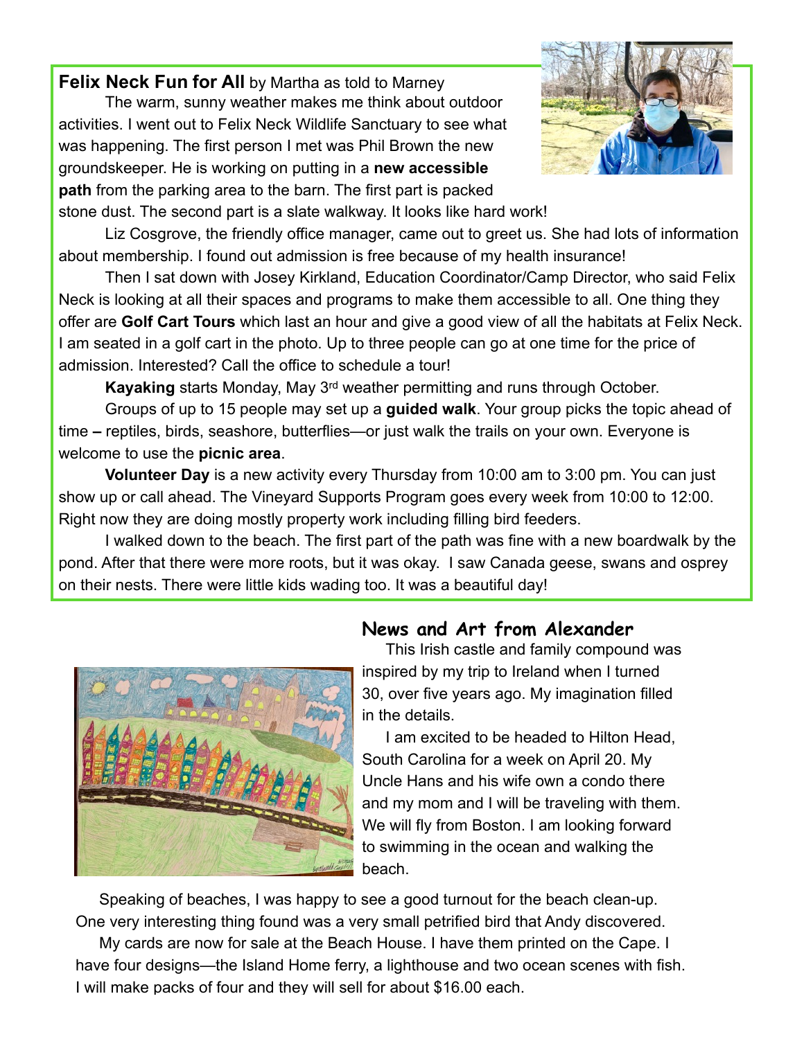**Felix Neck Fun for All** by Martha as told to Marney

The warm, sunny weather makes me think about outdoor activities. I went out to Felix Neck Wildlife Sanctuary to see what was happening. The first person I met was Phil Brown the new groundskeeper. He is working on putting in a **new accessible path** from the parking area to the barn. The first part is packed stone dust. The second part is a slate walkway. It looks like hard work!

Liz Cosgrove, the friendly office manager, came out to greet us. She had lots of information about membership. I found out admission is free because of my health insurance!

Then I sat down with Josey Kirkland, Education Coordinator/Camp Director, who said Felix Neck is looking at all their spaces and programs to make them accessible to all. One thing they offer are **Golf Cart Tours** which last an hour and give a good view of all the habitats at Felix Neck. I am seated in a golf cart in the photo. Up to three people can go at one time for the price of admission. Interested? Call the office to schedule a tour!

**Kayaking** starts Monday, May 3rd weather permitting and runs through October.

Groups of up to 15 people may set up a **guided walk**. Your group picks the topic ahead of time – reptiles, birds, seashore, butterflies—or just walk the trails on your own. Everyone is welcome to use the **picnic area**.

**Volunteer Day** is a new activity every Thursday from 10:00 am to 3:00 pm. You can just show up or call ahead. The Vineyard Supports Program goes every week from 10:00 to 12:00. Right now they are doing mostly property work including filling bird feeders.

I walked down to the beach. The first part of the path was fine with a new boardwalk by the pond. After that there were more roots, but it was okay. I saw Canada geese, swans and osprey on their nests. There were little kids wading too. It was a beautiful day!

## News and Art from Alexander

This Irish castle and family compound was inspired by my trip to Ireland when I turned 30, over five years ago. My imagination filled in the details.

I am excited to be headed to Hilton Head, South Carolina for a week on April 20. My Uncle Hans and his wife own a condo there and my mom and I will be traveling with them. We will fly from Boston. I am looking forward to swimming in the ocean and walking the beach.

Speaking of beaches, I was happy to see a good turnout for the beach clean-up. One very interesting thing found was a very small petrified bird that Andy discovered.

My cards are now for sale at the Beach House. I have them printed on the Cape. I have four designs—the Island Home ferry, a lighthouse and two ocean scenes with fish. I will make packs of four and they will sell for about $16.00 each.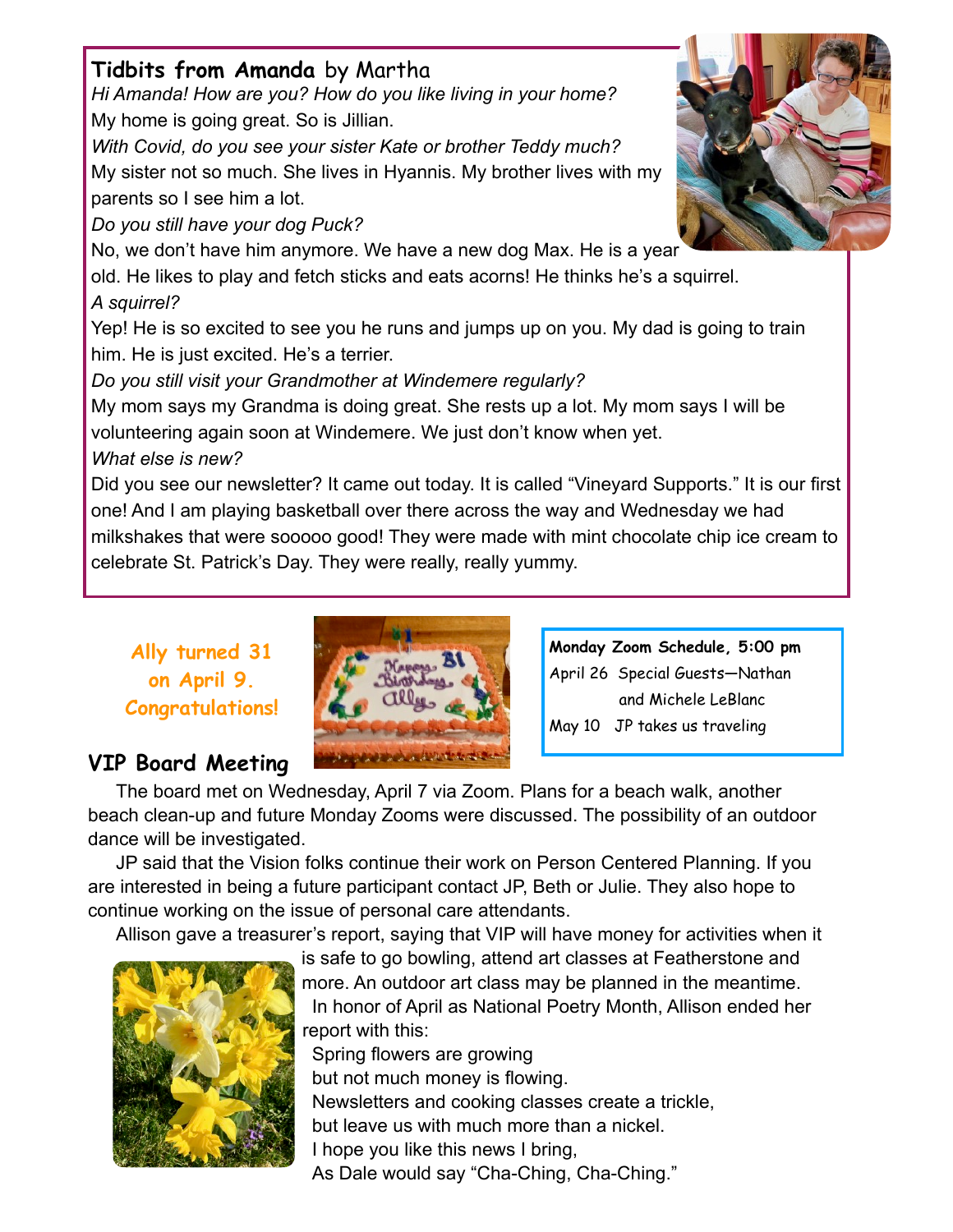## Tidbits from Amanda by Martha

*Hi Amanda! How are you? How do you like living in your home?*

My home is going great. So is Jillian.

*With Covid, do you see your sister Kate or brother Teddy much?*

My sister not so much. She lives in Hyannis. My brother lives with my parents so I see him a lot.

*Do you still have your dog Puck?*

No, we don't have him anymore. We have a new dog Max. He is a year old. He likes to play and fetch sticks and eats acorns! He thinks he's a squirrel.

*A squirrel?*

Yep! He is so excited to see you he runs and jumps up on you. My dad is going to train him. He is just excited. He's a terrier.

*Do you still visit your Grandmother at Windemere regularly?*

My mom says my Grandma is doing great. She rests up a lot. My mom says I will be volunteering again soon at Windemere. We just don't know when yet.

*What else is new?*

Did you see our newsletter? It came out today. It is called "Vineyard Supports." It is our first one! And I am playing basketball over there across the way and Wednesday we had milkshakes that were sooooo good! They were made with mint chocolate chip ice cream to celebrate St. Patrick's Day. They were really, really yummy.

**Ally turned 31 on April 9. Congratulations!**

**Monday Zoom Schedule, 5:00 pm**

April 26 Special Guests—Nathan and Michele LeBlanc

May 10 JP takes us traveling

## VIP Board Meeting

The board met on Wednesday, April 7 via Zoom. Plans for a beach walk, another beach clean-up and future Monday Zooms were discussed. The possibility of an outdoor dance will be investigated.

JP said that the Vision folks continue their work on Person Centered Planning. If you are interested in being a future participant contact JP, Beth or Julie. They also hope to continue working on the issue of personal care attendants.

Allison gave a treasurer's report, saying that VIP will have money for activities when it is safe to go bowling, attend art classes at Featherstone and more. An outdoor art class may be planned in the meantime.

In honor of April as National Poetry Month, Allison ended her report with this:

Spring flowers are growing  
but not much money is flowing.  
Newsletters and cooking classes create a trickle,  
but leave us with much more than a nickel.  
I hope you like this news I bring,  
As Dale would say "Cha-Ching, Cha-Ching."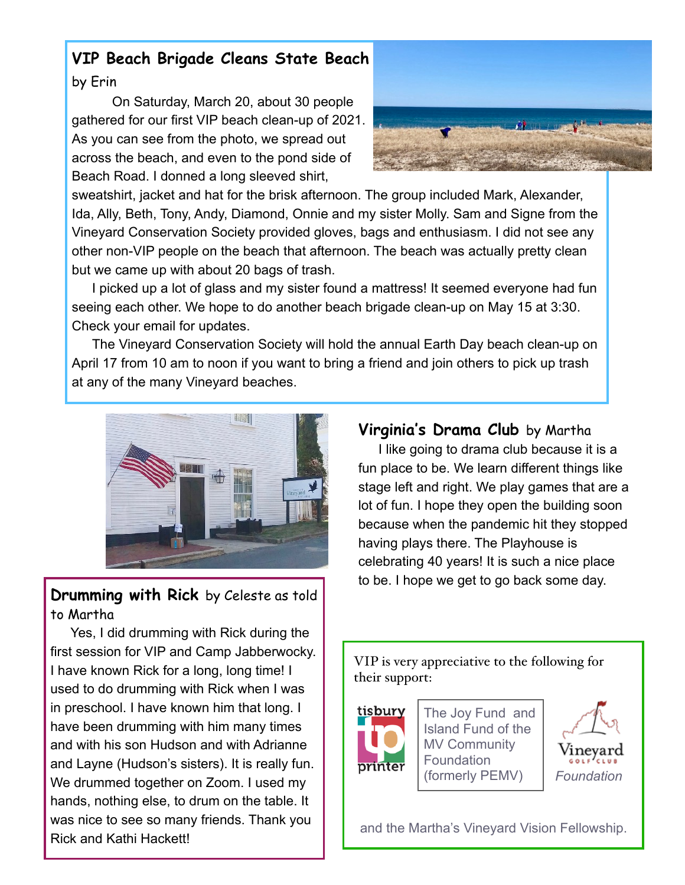## VIP Beach Brigade Cleans State Beach

by Erin

On Saturday, March 20, about 30 people gathered for our first VIP beach clean-up of 2021. As you can see from the photo, we spread out across the beach, and even to the pond side of Beach Road. I donned a long sleeved shirt, sweatshirt, jacket and hat for the brisk afternoon. The group included Mark, Alexander, Ida, Ally, Beth, Tony, Andy, Diamond, Onnie and my sister Molly. Sam and Signe from the Vineyard Conservation Society provided gloves, bags and enthusiasm. I did not see any other non-VIP people on the beach that afternoon. The beach was actually pretty clean but we came up with about 20 bags of trash.

I picked up a lot of glass and my sister found a mattress! It seemed everyone had fun seeing each other. We hope to do another beach brigade clean-up on May 15 at 3:30. Check your email for updates.

The Vineyard Conservation Society will hold the annual Earth Day beach clean-up on April 17 from 10 am to noon if you want to bring a friend and join others to pick up trash at any of the many Vineyard beaches.

## Drumming with Rick

by Celeste as told to Martha

Yes, I did drumming with Rick during the first session for VIP and Camp Jabberwocky. I have known Rick for a long, long time! I used to do drumming with Rick when I was in preschool. I have known him that long. I have been drumming with him many times and with his son Hudson and with Adrianne and Layne (Hudson's sisters). It is really fun. We drummed together on Zoom. I used my hands, nothing else, to drum on the table. It was nice to see so many friends. Thank you Rick and Kathi Hackett!

## Virginia's Drama Club

by Martha

I like going to drama club because it is a fun place to be. We learn different things like stage left and right. We play games that are a lot of fun. I hope they open the building soon because when the pandemic hit they stopped having plays there. The Playhouse is celebrating 40 years! It is such a nice place to be. I hope we get to go back some day.

---

VIP is very appreciative to the following for their support:

tisbury printer

The Joy Fund and Island Fund of the MV Community Foundation (formerly PEMV)

Vineyard Golf Club *Foundation*

and the Martha's Vineyard Vision Fellowship.